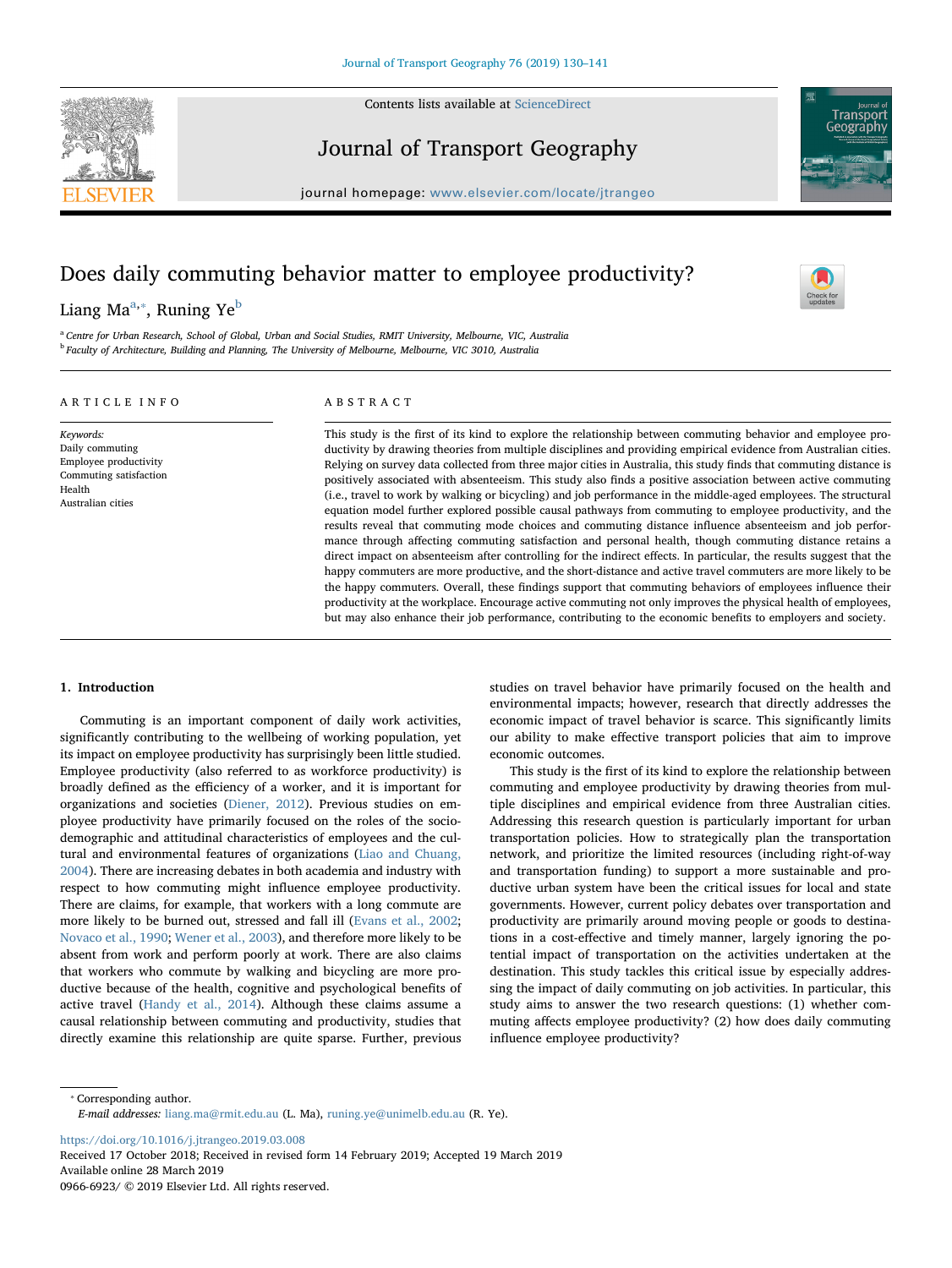# Does daily commuting behavior matter to employee productivity?

Liang Ma[a,*], Runing Ye[b]

[a] Centre for Urban Research, School of Global, Urban and Social Studies, RMIT University, Melbourne, VIC, Australia

[b] Faculty of Architecture, Building and Planning, The University of Melbourne, Melbourne, VIC 3010, Australia

## ARTICLE INFO

*Keywords:*
Daily commuting
Employee productivity
Commuting satisfaction
Health
Australian cities

## ABSTRACT

This study is the first of its kind to explore the relationship between commuting behavior and employee productivity by drawing theories from multiple disciplines and providing empirical evidence from Australian cities. Relying on survey data collected from three major cities in Australia, this study finds that commuting distance is positively associated with absenteeism. This study also finds a positive association between active commuting (i.e., travel to work by walking or bicycling) and job performance in the middle-aged employees. The structural equation model further explored possible causal pathways from commuting to employee productivity, and the results reveal that commuting mode choices and commuting distance influence absenteeism and job performance through affecting commuting satisfaction and personal health, though commuting distance retains a direct impact on absenteeism after controlling for the indirect effects. In particular, the results suggest that the happy commuters are more productive, and the short-distance and active travel commuters are more likely to be the happy commuters. Overall, these findings support that commuting behaviors of employees influence their productivity at the workplace. Encourage active commuting not only improves the physical health of employees, but may also enhance their job performance, contributing to the economic benefits to employers and society.

## 1. Introduction

Commuting is an important component of daily work activities, significantly contributing to the wellbeing of working population, yet its impact on employee productivity has surprisingly been little studied. Employee productivity (also referred to as workforce productivity) is broadly defined as the efficiency of a worker, and it is important for organizations and societies (Diener, 2012). Previous studies on employee productivity have primarily focused on the roles of the sociodemographic and attitudinal characteristics of employees and the cultural and environmental features of organizations (Liao and Chuang, 2004). There are increasing debates in both academia and industry with respect to how commuting might influence employee productivity. There are claims, for example, that workers with a long commute are more likely to be burned out, stressed and fall ill (Evans et al., 2002; Novaco et al., 1990; Wener et al., 2003), and therefore more likely to be absent from work and perform poorly at work. There are also claims that workers who commute by walking and bicycling are more productive because of the health, cognitive and psychological benefits of active travel (Handy et al., 2014). Although these claims assume a causal relationship between commuting and productivity, studies that directly examine this relationship are quite sparse. Further, previous studies on travel behavior have primarily focused on the health and environmental impacts; however, research that directly addresses the economic impact of travel behavior is scarce. This significantly limits our ability to make effective transport policies that aim to improve economic outcomes.

This study is the first of its kind to explore the relationship between commuting and employee productivity by drawing theories from multiple disciplines and empirical evidence from three Australian cities. Addressing this research question is particularly important for urban transportation policies. How to strategically plan the transportation network, and prioritize the limited resources (including right-of-way and transportation funding) to support a more sustainable and productive urban system have been the critical issues for local and state governments. However, current policy debates over transportation and productivity are primarily around moving people or goods to destinations in a cost-effective and timely manner, largely ignoring the potential impact of transportation on the activities undertaken at the destination. This study tackles this critical issue by especially addressing the impact of daily commuting on job activities. In particular, this study aims to answer the two research questions: (1) whether commuting affects employee productivity? (2) how does daily commuting influence employee productivity?

---

* Corresponding author.
*E-mail addresses:* liang.ma@rmit.edu.au (L. Ma), runing.ye@unimelb.edu.au (R. Ye).

https://doi.org/10.1016/j.jtrangeo.2019.03.008
Received 17 October 2018; Received in revised form 14 February 2019; Accepted 19 March 2019
Available online 28 March 2019
0966-6923/ © 2019 Elsevier Ltd. All rights reserved.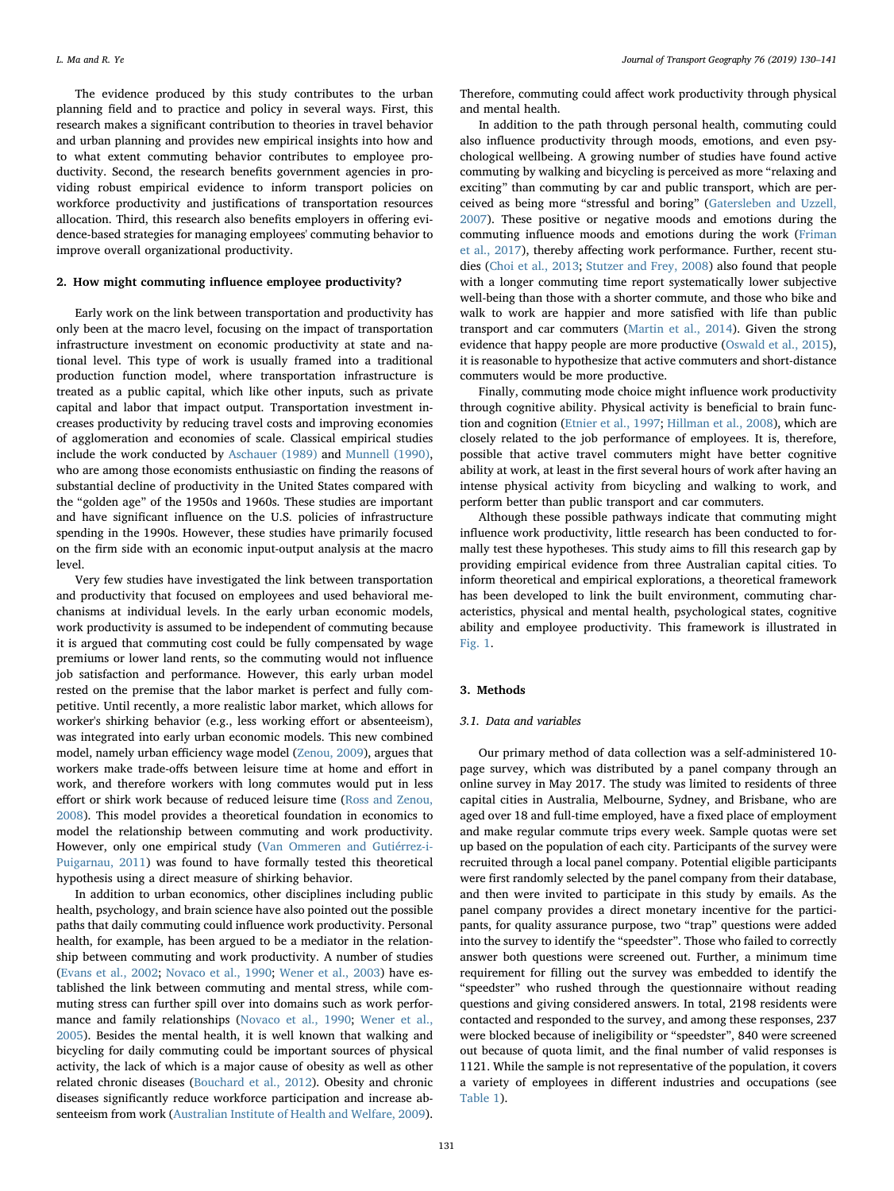The evidence produced by this study contributes to the urban planning field and to practice and policy in several ways. First, this research makes a significant contribution to theories in travel behavior and urban planning and provides new empirical insights into how and to what extent commuting behavior contributes to employee productivity. Second, the research benefits government agencies in providing robust empirical evidence to inform transport policies on workforce productivity and justifications of transportation resources allocation. Third, this research also benefits employers in offering evidence-based strategies for managing employees' commuting behavior to improve overall organizational productivity.

## 2. How might commuting influence employee productivity?

Early work on the link between transportation and productivity has only been at the macro level, focusing on the impact of transportation infrastructure investment on economic productivity at state and national level. This type of work is usually framed into a traditional production function model, where transportation infrastructure is treated as a public capital, which like other inputs, such as private capital and labor that impact output. Transportation investment increases productivity by reducing travel costs and improving economies of agglomeration and economies of scale. Classical empirical studies include the work conducted by Aschauer (1989) and Munnell (1990), who are among those economists enthusiastic on finding the reasons of substantial decline of productivity in the United States compared with the "golden age" of the 1950s and 1960s. These studies are important and have significant influence on the U.S. policies of infrastructure spending in the 1990s. However, these studies have primarily focused on the firm side with an economic input-output analysis at the macro level.

Very few studies have investigated the link between transportation and productivity that focused on employees and used behavioral mechanisms at individual levels. In the early urban economic models, work productivity is assumed to be independent of commuting because it is argued that commuting cost could be fully compensated by wage premiums or lower land rents, so the commuting would not influence job satisfaction and performance. However, this early urban model rested on the premise that the labor market is perfect and fully competitive. Until recently, a more realistic labor market, which allows for worker's shirking behavior (e.g., less working effort or absenteeism), was integrated into early urban economic models. This new combined model, namely urban efficiency wage model (Zenou, 2009), argues that workers make trade-offs between leisure time at home and effort in work, and therefore workers with long commutes would put in less effort or shirk work because of reduced leisure time (Ross and Zenou, 2008). This model provides a theoretical foundation in economics to model the relationship between commuting and work productivity. However, only one empirical study (Van Ommeren and Gutiérrez-i-Puigarnau, 2011) was found to have formally tested this theoretical hypothesis using a direct measure of shirking behavior.

In addition to urban economics, other disciplines including public health, psychology, and brain science have also pointed out the possible paths that daily commuting could influence work productivity. Personal health, for example, has been argued to be a mediator in the relationship between commuting and work productivity. A number of studies (Evans et al., 2002; Novaco et al., 1990; Wener et al., 2003) have established the link between commuting and mental stress, while commuting stress can further spill over into domains such as work performance and family relationships (Novaco et al., 1990; Wener et al., 2005). Besides the mental health, it is well known that walking and bicycling for daily commuting could be important sources of physical activity, the lack of which is a major cause of obesity as well as other related chronic diseases (Bouchard et al., 2012). Obesity and chronic diseases significantly reduce workforce participation and increase absenteeism from work (Australian Institute of Health and Welfare, 2009). Therefore, commuting could affect work productivity through physical and mental health.

In addition to the path through personal health, commuting could also influence productivity through moods, emotions, and even psychological wellbeing. A growing number of studies have found active commuting by walking and bicycling is perceived as more "relaxing and exciting" than commuting by car and public transport, which are perceived as being more "stressful and boring" (Gatersleben and Uzzell, 2007). These positive or negative moods and emotions during the commuting influence moods and emotions during the work (Friman et al., 2017), thereby affecting work performance. Further, recent studies (Choi et al., 2013; Stutzer and Frey, 2008) also found that people with a longer commuting time report systematically lower subjective well-being than those with a shorter commute, and those who bike and walk to work are happier and more satisfied with life than public transport and car commuters (Martin et al., 2014). Given the strong evidence that happy people are more productive (Oswald et al., 2015), it is reasonable to hypothesize that active commuters and short-distance commuters would be more productive.

Finally, commuting mode choice might influence work productivity through cognitive ability. Physical activity is beneficial to brain function and cognition (Etnier et al., 1997; Hillman et al., 2008), which are closely related to the job performance of employees. It is, therefore, possible that active travel commuters might have better cognitive ability at work, at least in the first several hours of work after having an intense physical activity from bicycling and walking to work, and perform better than public transport and car commuters.

Although these possible pathways indicate that commuting might influence work productivity, little research has been conducted to formally test these hypotheses. This study aims to fill this research gap by providing empirical evidence from three Australian capital cities. To inform theoretical and empirical explorations, a theoretical framework has been developed to link the built environment, commuting characteristics, physical and mental health, psychological states, cognitive ability and employee productivity. This framework is illustrated in Fig. 1.

## 3. Methods

### 3.1. Data and variables

Our primary method of data collection was a self-administered 10-page survey, which was distributed by a panel company through an online survey in May 2017. The study was limited to residents of three capital cities in Australia, Melbourne, Sydney, and Brisbane, who are aged over 18 and full-time employed, have a fixed place of employment and make regular commute trips every week. Sample quotas were set up based on the population of each city. Participants of the survey were recruited through a local panel company. Potential eligible participants were first randomly selected by the panel company from their database, and then were invited to participate in this study by emails. As the panel company provides a direct monetary incentive for the participants, for quality assurance purpose, two "trap" questions were added into the survey to identify the "speedster". Those who failed to correctly answer both questions were screened out. Further, a minimum time requirement for filling out the survey was embedded to identify the "speedster" who rushed through the questionnaire without reading questions and giving considered answers. In total, 2198 residents were contacted and responded to the survey, and among these responses, 237 were blocked because of ineligibility or "speedster", 840 were screened out because of quota limit, and the final number of valid responses is 1121. While the sample is not representative of the population, it covers a variety of employees in different industries and occupations (see Table 1).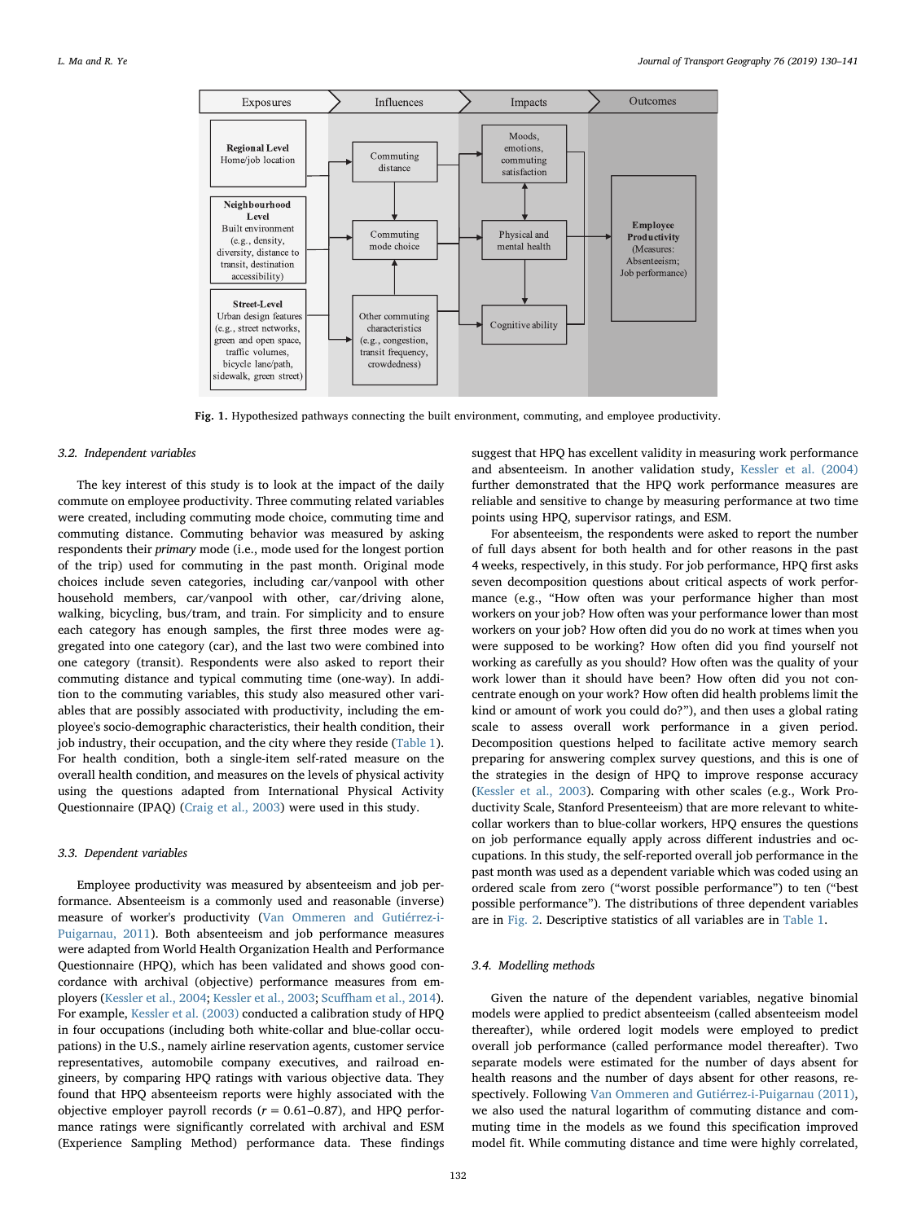Fig. 1. Hypothesized pathways connecting the built environment, commuting, and employee productivity.

### 3.2. Independent variables

The key interest of this study is to look at the impact of the daily commute on employee productivity. Three commuting related variables were created, including commuting mode choice, commuting time and commuting distance. Commuting behavior was measured by asking respondents their *primary* mode (i.e., mode used for the longest portion of the trip) used for commuting in the past month. Original mode choices include seven categories, including car/vanpool with other household members, car/vanpool with other, car/driving alone, walking, bicycling, bus/tram, and train. For simplicity and to ensure each category has enough samples, the first three modes were aggregated into one category (car), and the last two were combined into one category (transit). Respondents were also asked to report their commuting distance and typical commuting time (one-way). In addition to the commuting variables, this study also measured other variables that are possibly associated with productivity, including the employee's socio-demographic characteristics, their health condition, their job industry, their occupation, and the city where they reside (Table 1). For health condition, both a single-item self-rated measure on the overall health condition, and measures on the levels of physical activity using the questions adapted from International Physical Activity Questionnaire (IPAQ) (Craig et al., 2003) were used in this study.

### 3.3. Dependent variables

Employee productivity was measured by absenteeism and job performance. Absenteeism is a commonly used and reasonable (inverse) measure of worker's productivity (Van Ommeren and Gutiérrez-i-Puigarnau, 2011). Both absenteeism and job performance measures were adapted from World Health Organization Health and Performance Questionnaire (HPQ), which has been validated and shows good concordance with archival (objective) performance measures from employers (Kessler et al., 2004; Kessler et al., 2003; Scuffham et al., 2014). For example, Kessler et al. (2003) conducted a calibration study of HPQ in four occupations (including both white-collar and blue-collar occupations) in the U.S., namely airline reservation agents, customer service representatives, automobile company executives, and railroad engineers, by comparing HPQ ratings with various objective data. They found that HPQ absenteeism reports were highly associated with the objective employer payroll records ($r = 0.61–0.87$), and HPQ performance ratings were significantly correlated with archival and ESM (Experience Sampling Method) performance data. These findings suggest that HPQ has excellent validity in measuring work performance and absenteeism. In another validation study, Kessler et al. (2004) further demonstrated that the HPQ work performance measures are reliable and sensitive to change by measuring performance at two time points using HPQ, supervisor ratings, and ESM.

For absenteeism, the respondents were asked to report the number of full days absent for both health and for other reasons in the past 4 weeks, respectively, in this study. For job performance, HPQ first asks seven decomposition questions about critical aspects of work performance (e.g., "How often was your performance higher than most workers on your job? How often was your performance lower than most workers on your job? How often did you do no work at times when you were supposed to be working? How often did you find yourself not working as carefully as you should? How often was the quality of your work lower than it should have been? How often did you not concentrate enough on your work? How often did health problems limit the kind or amount of work you could do?"), and then uses a global rating scale to assess overall work performance in a given period. Decomposition questions helped to facilitate active memory search preparing for answering complex survey questions, and this is one of the strategies in the design of HPQ to improve response accuracy (Kessler et al., 2003). Comparing with other scales (e.g., Work Productivity Scale, Stanford Presenteeism) that are more relevant to white-collar workers than to blue-collar workers, HPQ ensures the questions on job performance equally apply across different industries and occupations. In this study, the self-reported overall job performance in the past month was used as a dependent variable which was coded using an ordered scale from zero ("worst possible performance") to ten ("best possible performance"). The distributions of three dependent variables are in Fig. 2. Descriptive statistics of all variables are in Table 1.

### 3.4. Modelling methods

Given the nature of the dependent variables, negative binomial models were applied to predict absenteeism (called absenteeism model thereafter), while ordered logit models were employed to predict overall job performance (called performance model thereafter). Two separate models were estimated for the number of days absent for health reasons and the number of days absent for other reasons, respectively. Following Van Ommeren and Gutiérrez-i-Puigarnau (2011), we also used the natural logarithm of commuting distance and commuting time in the models as we found this specification improved model fit. While commuting distance and time were highly correlated,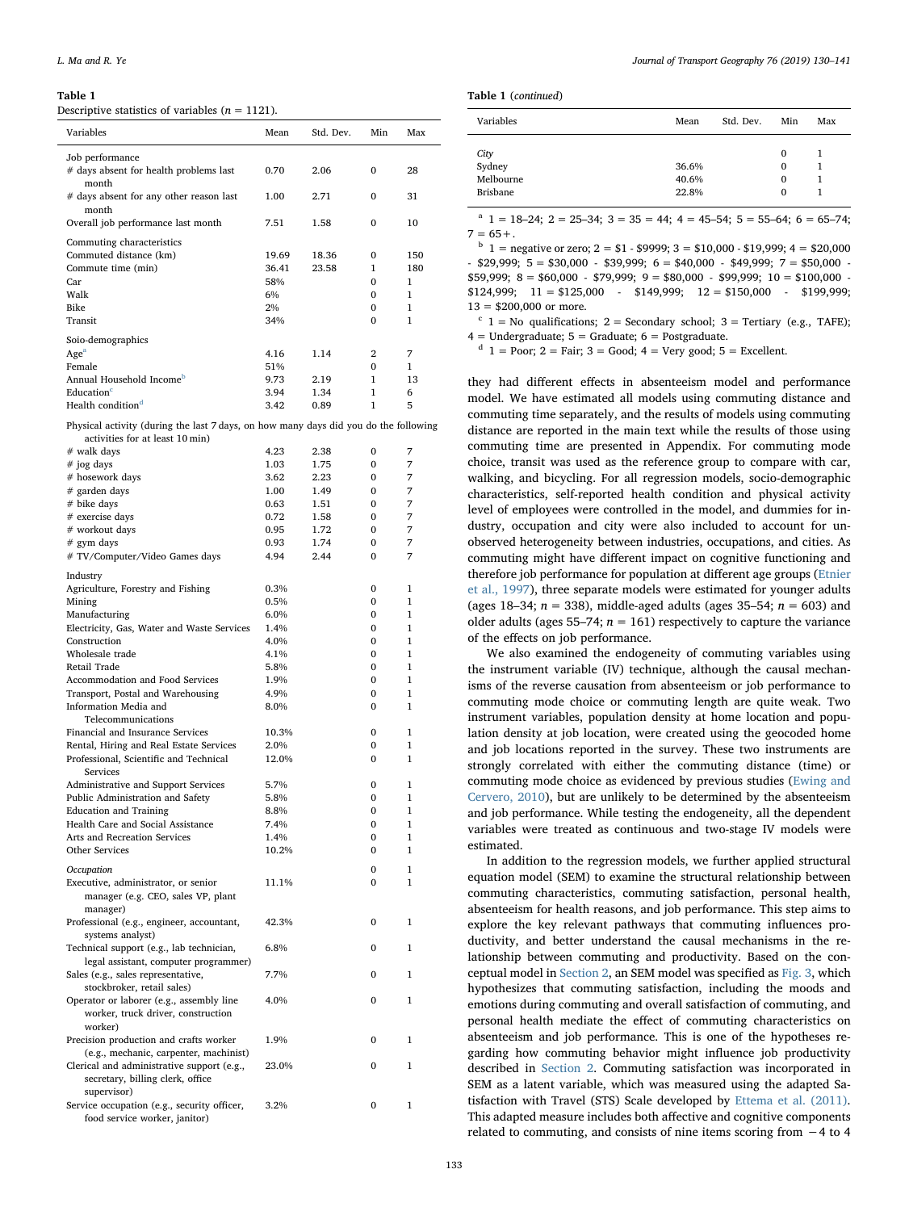**Table 1**
Descriptive statistics of variables ($n$ = 1121).

| Variables | Mean | Std. Dev. | Min | Max |
|---|---|---|---|---|
| Job performance | | | | |
| # days absent for health problems last month | 0.70 | 2.06 | 0 | 28 |
| # days absent for any other reason last month | 1.00 | 2.71 | 0 | 31 |
| Overall job performance last month | 7.51 | 1.58 | 0 | 10 |
| Commuting characteristics | | | | |
| Commuted distance (km) | 19.69 | 18.36 | 0 | 150 |
| Commute time (min) | 36.41 | 23.58 | 1 | 180 |
| Car | 58% | | 0 | 1 |
| Walk | 6% | | 0 | 1 |
| Bike | 2% | | 0 | 1 |
| Transit | 34% | | 0 | 1 |
| Soio-demographics | | | | |
| Age[a] | 4.16 | 1.14 | 2 | 7 |
| Female | 51% | | 0 | 1 |
| Annual Household Income[b] | 9.73 | 2.19 | 1 | 13 |
| Education[c] | 3.94 | 1.34 | 1 | 6 |
| Health condition[d] | 3.42 | 0.89 | 1 | 5 |
| Physical activity (during the last 7 days, on how many days did you do the following activities for at least 10 min) | | | | |
| # walk days | 4.23 | 2.38 | 0 | 7 |
| # jog days | 1.03 | 1.75 | 0 | 7 |
| # hosework days | 3.62 | 2.23 | 0 | 7 |
| # garden days | 1.00 | 1.49 | 0 | 7 |
| # bike days | 0.63 | 1.51 | 0 | 7 |
| # exercise days | 0.72 | 1.58 | 0 | 7 |
| # workout days | 0.95 | 1.72 | 0 | 7 |
| # gym days | 0.93 | 1.74 | 0 | 7 |
| # TV/Computer/Video Games days | 4.94 | 2.44 | 0 | 7 |
| Industry | | | | |
| Agriculture, Forestry and Fishing | 0.3% | | 0 | 1 |
| Mining | 0.5% | | 0 | 1 |
| Manufacturing | 6.0% | | 0 | 1 |
| Electricity, Gas, Water and Waste Services | 1.4% | | 0 | 1 |
| Construction | 4.0% | | 0 | 1 |
| Wholesale trade | 4.1% | | 0 | 1 |
| Retail Trade | 5.8% | | 0 | 1 |
| Accommodation and Food Services | 1.9% | | 0 | 1 |
| Transport, Postal and Warehousing | 4.9% | | 0 | 1 |
| Information Media and Telecommunications | 8.0% | | 0 | 1 |
| Financial and Insurance Services | 10.3% | | 0 | 1 |
| Rental, Hiring and Real Estate Services | 2.0% | | 0 | 1 |
| Professional, Scientific and Technical Services | 12.0% | | 0 | 1 |
| Administrative and Support Services | 5.7% | | 0 | 1 |
| Public Administration and Safety | 5.8% | | 0 | 1 |
| Education and Training | 8.8% | | 0 | 1 |
| Health Care and Social Assistance | 7.4% | | 0 | 1 |
| Arts and Recreation Services | 1.4% | | 0 | 1 |
| Other Services | 10.2% | | 0 | 1 |
| *Occupation* | | | 0 | 1 |
| Executive, administrator, or senior manager (e.g. CEO, sales VP, plant manager) | 11.1% | | 0 | 1 |
| Professional (e.g., engineer, accountant, systems analyst) | 42.3% | | 0 | 1 |
| Technical support (e.g., lab technician, legal assistant, computer programmer) | 6.8% | | 0 | 1 |
| Sales (e.g., sales representative, stockbroker, retail sales) | 7.7% | | 0 | 1 |
| Operator or laborer (e.g., assembly line worker, truck driver, construction worker) | 4.0% | | 0 | 1 |
| Precision production and crafts worker (e.g., mechanic, carpenter, machinist) | 1.9% | | 0 | 1 |
| Clerical and administrative support (e.g., secretary, billing clerk, office supervisor) | 23.0% | | 0 | 1 |
| Service occupation (e.g., security officer, food service worker, janitor) | 3.2% | | 0 | 1 |
| *City* | | | 0 | 1 |
| Sydney | 36.6% | | 0 | 1 |
| Melbourne | 40.6% | | 0 | 1 |
| Brisbane | 22.8% | | 0 | 1 |

[a] 1 = 18–24; 2 = 25–34; 3 = 35 = 44; 4 = 45–54; 5 = 55–64; 6 = 65–74; 7 = 65+.

[b] 1 = negative or zero; 2 = $1 - $9999; 3 = $10,000 - $19,999; 4 = $20,000 - $29,999; 5 = $30,000 - $39,999; 6 = $40,000 - $49,999; 7 = $50,000 - $59,999; 8 = $60,000 - $79,999; 9 = $80,000 - $99,999; 10 = $100,000 - $124,999; 11 = $125,000 - $149,999; 12 = $150,000 - $199,999; 13 = $200,000 or more.

[c] 1 = No qualifications; 2 = Secondary school; 3 = Tertiary (e.g., TAFE); 4 = Undergraduate; 5 = Graduate; 6 = Postgraduate.

[d] 1 = Poor; 2 = Fair; 3 = Good; 4 = Very good; 5 = Excellent.

they had different effects in absenteeism model and performance model. We have estimated all models using commuting distance and commuting time separately, and the results of models using commuting distance are reported in the main text while the results of those using commuting time are presented in Appendix. For commuting mode choice, transit was used as the reference group to compare with car, walking, and bicycling. For all regression models, socio-demographic characteristics, self-reported health condition and physical activity level of employees were controlled in the model, and dummies for industry, occupation and city were also included to account for unobserved heterogeneity between industries, occupations, and cities. As commuting might have different impact on cognitive functioning and therefore job performance for population at different age groups (Etnier et al., 1997), three separate models were estimated for younger adults (ages 18–34; $n$ = 338), middle-aged adults (ages 35–54; $n$ = 603) and older adults (ages 55–74; $n$ = 161) respectively to capture the variance of the effects on job performance.

We also examined the endogeneity of commuting variables using the instrument variable (IV) technique, although the causal mechanisms of the reverse causation from absenteeism or job performance to commuting mode choice or commuting length are quite weak. Two instrument variables, population density at home location and population density at job location, were created using the geocoded home and job locations reported in the survey. These two instruments are strongly correlated with either the commuting distance (time) or commuting mode choice as evidenced by previous studies (Ewing and Cervero, 2010), but are unlikely to be determined by the absenteeism and job performance. While testing the endogeneity, all the dependent variables were treated as continuous and two-stage IV models were estimated.

In addition to the regression models, we further applied structural equation model (SEM) to examine the structural relationship between commuting characteristics, commuting satisfaction, personal health, absenteeism for health reasons, and job performance. This step aims to explore the key relevant pathways that commuting influences productivity, and better understand the causal mechanisms in the relationship between commuting and productivity. Based on the conceptual model in Section 2, an SEM model was specified as Fig. 3, which hypothesizes that commuting satisfaction, including the moods and emotions during commuting and overall satisfaction of commuting, and personal health mediate the effect of commuting characteristics on absenteeism and job performance. This is one of the hypotheses regarding how commuting behavior might influence job productivity described in Section 2. Commuting satisfaction was incorporated in SEM as a latent variable, which was measured using the adapted Satisfaction with Travel (STS) Scale developed by Ettema et al. (2011). This adapted measure includes both affective and cognitive components related to commuting, and consists of nine items scoring from −4 to 4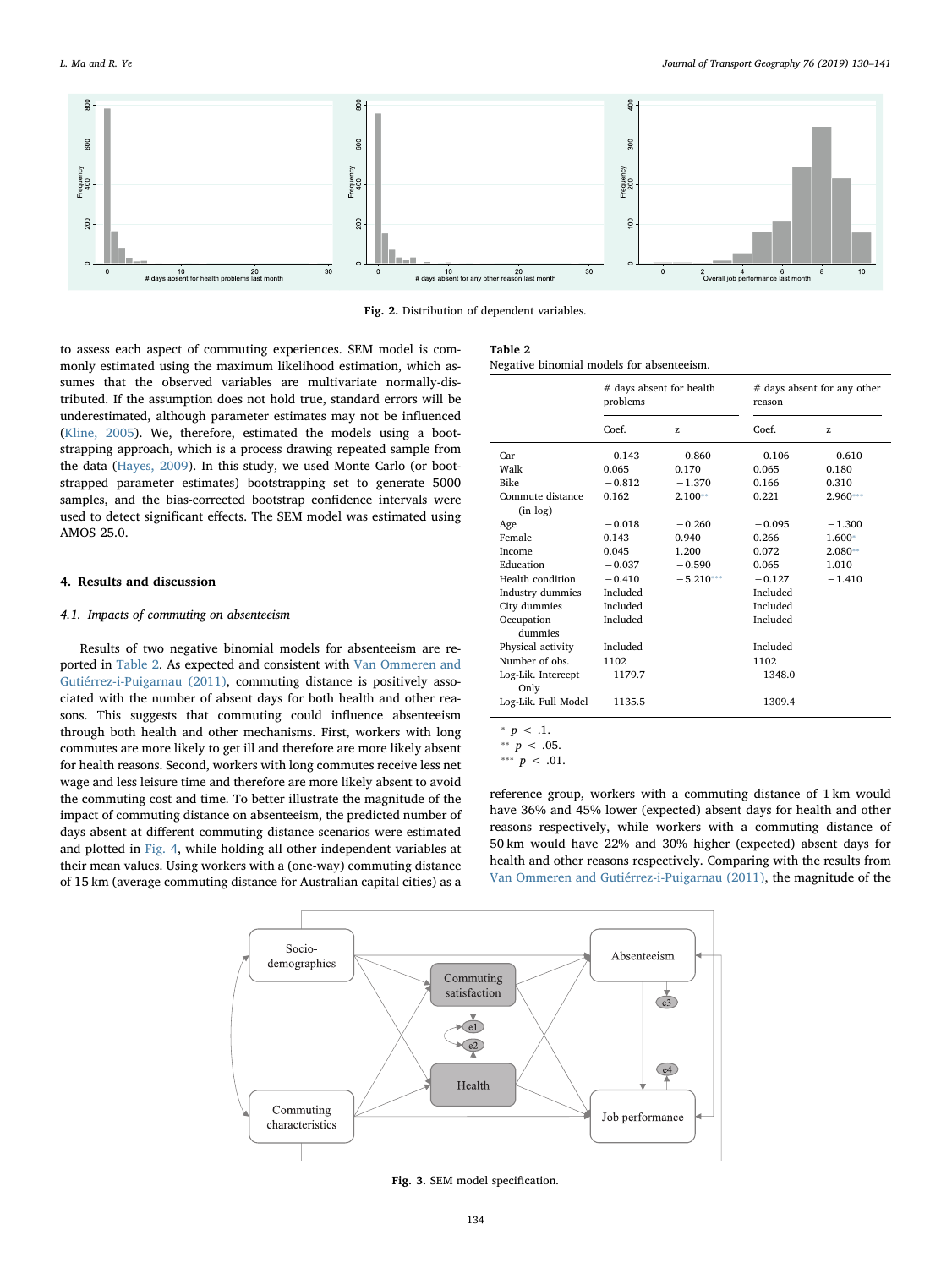Fig. 2. Distribution of dependent variables.

to assess each aspect of commuting experiences. SEM model is commonly estimated using the maximum likelihood estimation, which assumes that the observed variables are multivariate normally-distributed. If the assumption does not hold true, standard errors will be underestimated, although parameter estimates may not be influenced (Kline, 2005). We, therefore, estimated the models using a bootstrapping approach, which is a process drawing repeated sample from the data (Hayes, 2009). In this study, we used Monte Carlo (or bootstrapped parameter estimates) bootstrapping set to generate 5000 samples, and the bias-corrected bootstrap confidence intervals were used to detect significant effects. The SEM model was estimated using AMOS 25.0.

## 4. Results and discussion

### 4.1. Impacts of commuting on absenteeism

Results of two negative binomial models for absenteeism are reported in Table 2. As expected and consistent with Van Ommeren and Gutiérrez-i-Puigarnau (2011), commuting distance is positively associated with the number of absent days for both health and other reasons. This suggests that commuting could influence absenteeism through both health and other mechanisms. First, workers with long commutes are more likely to get ill and therefore are more likely absent for health reasons. Second, workers with long commutes receive less net wage and less leisure time and therefore are more likely absent to avoid the commuting cost and time. To better illustrate the magnitude of the impact of commuting distance on absenteeism, the predicted number of days absent at different commuting distance scenarios were estimated and plotted in Fig. 4, while holding all other independent variables at their mean values. Using workers with a (one-way) commuting distance of 15 km (average commuting distance for Australian capital cities) as a reference group, workers with a commuting distance of 1 km would have 36% and 45% lower (expected) absent days for health and other reasons respectively, while workers with a commuting distance of 50 km would have 22% and 30% higher (expected) absent days for health and other reasons respectively. Comparing with the results from Van Ommeren and Gutiérrez-i-Puigarnau (2011), the magnitude of the

**Table 2**
Negative binomial models for absenteeism.

| | # days absent for health problems | | # days absent for any other reason | |
|---|---|---|---|---|
| | Coef. | z | Coef. | z |
| Car | −0.143 | −0.860 | −0.106 | −0.610 |
| Walk | 0.065 | 0.170 | 0.065 | 0.180 |
| Bike | −0.812 | −1.370 | 0.166 | 0.310 |
| Commute distance (in log) | 0.162 | 2.100** | 0.221 | 2.960*** |
| Age | −0.018 | −0.260 | −0.095 | −1.300 |
| Female | 0.143 | 0.940 | 0.266 | 1.600* |
| Income | 0.045 | 1.200 | 0.072 | 2.080** |
| Education | −0.037 | −0.590 | 0.065 | 1.010 |
| Health condition | −0.410 | −5.210*** | −0.127 | −1.410 |
| Industry dummies | Included | | Included | |
| City dummies | Included | | Included | |
| Occupation dummies | Included | | Included | |
| Physical activity | Included | | Included | |
| Number of obs. | 1102 | | 1102 | |
| Log-Lik. Intercept Only | −1179.7 | | −1348.0 | |
| Log-Lik. Full Model | −1135.5 | | −1309.4 | |

\* $p < .1$.
\*\* $p < .05$.
\*\*\* $p < .01$.

Fig. 3. SEM model specification.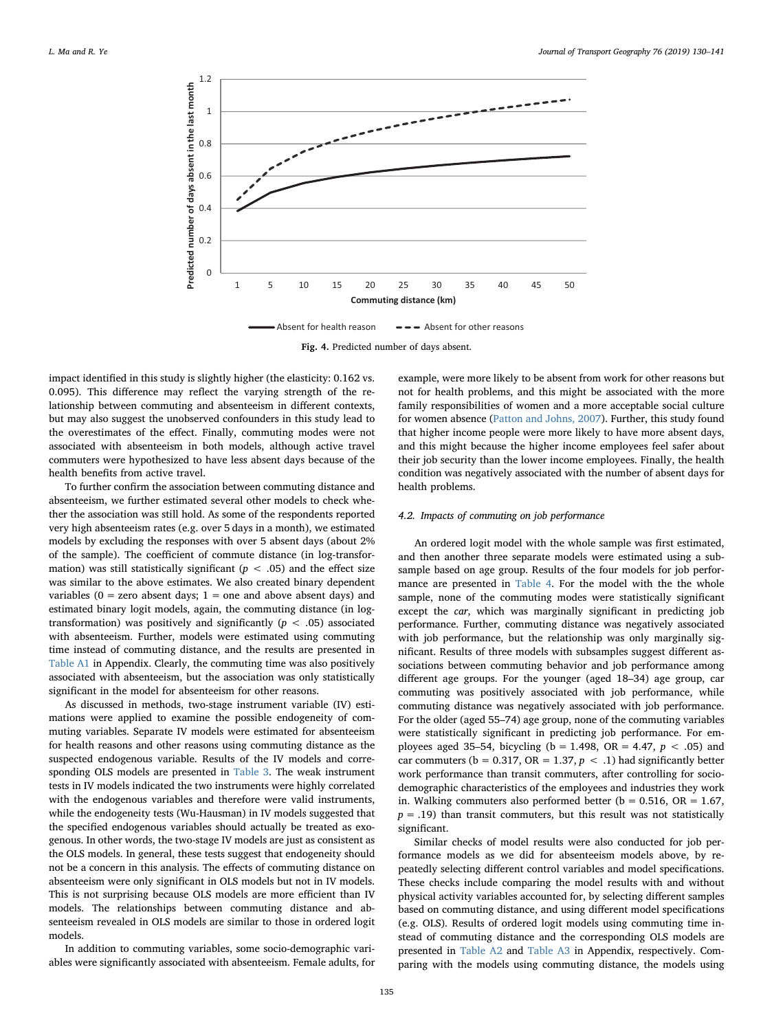Fig. 4. Predicted number of days absent.

impact identified in this study is slightly higher (the elasticity: 0.162 vs. 0.095). This difference may reflect the varying strength of the relationship between commuting and absenteeism in different contexts, but may also suggest the unobserved confounders in this study lead to the overestimates of the effect. Finally, commuting modes were not associated with absenteeism in both models, although active travel commuters were hypothesized to have less absent days because of the health benefits from active travel.

To further confirm the association between commuting distance and absenteeism, we further estimated several other models to check whether the association was still hold. As some of the respondents reported very high absenteeism rates (e.g. over 5 days in a month), we estimated models by excluding the responses with over 5 absent days (about 2% of the sample). The coefficient of commute distance (in log-transformation) was still statistically significant ($p < .05$) and the effect size was similar to the above estimates. We also created binary dependent variables (0 = zero absent days; 1 = one and above absent days) and estimated binary logit models, again, the commuting distance (in log-transformation) was positively and significantly ($p < .05$) associated with absenteeism. Further, models were estimated using commuting time instead of commuting distance, and the results are presented in Table A1 in Appendix. Clearly, the commuting time was also positively associated with absenteeism, but the association was only statistically significant in the model for absenteeism for other reasons.

As discussed in methods, two-stage instrument variable (IV) estimations were applied to examine the possible endogeneity of commuting variables. Separate IV models were estimated for absenteeism for health reasons and other reasons using commuting distance as the suspected endogenous variable. Results of the IV models and corresponding OLS models are presented in Table 3. The weak instrument tests in IV models indicated the two instruments were highly correlated with the endogenous variables and therefore were valid instruments, while the endogeneity tests (Wu-Hausman) in IV models suggested that the specified endogenous variables should actually be treated as exogenous. In other words, the two-stage IV models are just as consistent as the OLS models. In general, these tests suggest that endogeneity should not be a concern in this analysis. The effects of commuting distance on absenteeism were only significant in OLS models but not in IV models. This is not surprising because OLS models are more efficient than IV models. The relationships between commuting distance and absenteeism revealed in OLS models are similar to those in ordered logit models.

In addition to commuting variables, some socio-demographic variables were significantly associated with absenteeism. Female adults, for example, were more likely to be absent from work for other reasons but not for health problems, and this might be associated with the more family responsibilities of women and a more acceptable social culture for women absence (Patton and Johns, 2007). Further, this study found that higher income people were more likely to have more absent days, and this might because the higher income employees feel safer about their job security than the lower income employees. Finally, the health condition was negatively associated with the number of absent days for health problems.

### 4.2. Impacts of commuting on job performance

An ordered logit model with the whole sample was first estimated, and then another three separate models were estimated using a subsample based on age group. Results of the four models for job performance are presented in Table 4. For the model with the the whole sample, none of the commuting modes were statistically significant except the *car*, which was marginally significant in predicting job performance. Further, commuting distance was negatively associated with job performance, but the relationship was only marginally significant. Results of three models with subsamples suggest different associations between commuting behavior and job performance among different age groups. For the younger (aged 18–34) age group, car commuting was positively associated with job performance, while commuting distance was negatively associated with job performance. For the older (aged 55–74) age group, none of the commuting variables were statistically significant in predicting job performance. For employees aged 35–54, bicycling (b = 1.498, OR = 4.47, $p < .05$) and car commuters (b = 0.317, OR = 1.37, $p < .1$) had significantly better work performance than transit commuters, after controlling for socio-demographic characteristics of the employees and industries they work in. Walking commuters also performed better (b = 0.516, OR = 1.67, $p = .19$) than transit commuters, but this result was not statistically significant.

Similar checks of model results were also conducted for job performance models as we did for absenteeism models above, by repeatedly selecting different control variables and model specifications. These checks include comparing the model results with and without physical activity variables accounted for, by selecting different samples based on commuting distance, and using different model specifications (e.g. OLS). Results of ordered logit models using commuting time instead of commuting distance and the corresponding OLS models are presented in Table A2 and Table A3 in Appendix, respectively. Comparing with the models using commuting distance, the models using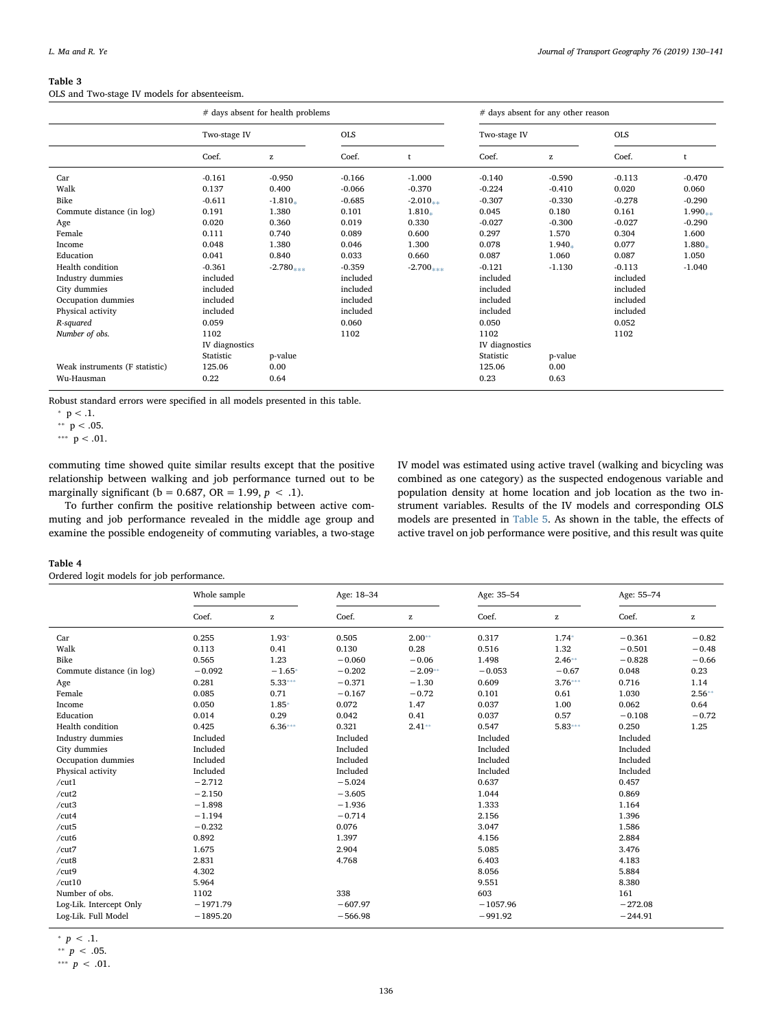**Table 3**
OLS and Two-stage IV models for absenteeism.

| | # days absent for health problems | | | | # days absent for any other reason | | | |
|---|---|---|---|---|---|---|---|---|
| | Two-stage IV | | OLS | | Two-stage IV | | OLS | |
| | Coef. | z | Coef. | t | Coef. | z | Coef. | t |
| Car | -0.161 | -0.950 | -0.166 | -1.000 | -0.140 | -0.590 | -0.113 | -0.470 |
| Walk | 0.137 | 0.400 | -0.066 | -0.370 | -0.224 | -0.410 | 0.020 | 0.060 |
| Bike | -0.611 | -1.810* | -0.685 | -2.010** | -0.307 | -0.330 | -0.278 | -0.290 |
| Commute distance (in log) | 0.191 | 1.380 | 0.101 | 1.810* | 0.045 | 0.180 | 0.161 | 1.990** |
| Age | 0.020 | 0.360 | 0.019 | 0.330 | -0.027 | -0.300 | -0.027 | -0.290 |
| Female | 0.111 | 0.740 | 0.089 | 0.600 | 0.297 | 1.570 | 0.304 | 1.600 |
| Income | 0.048 | 1.380 | 0.046 | 1.300 | 0.078 | 1.940* | 0.077 | 1.880* |
| Education | 0.041 | 0.840 | 0.033 | 0.660 | 0.087 | 1.060 | 0.087 | 1.050 |
| Health condition | -0.361 | -2.780*** | -0.359 | -2.700*** | -0.121 | -1.130 | -0.113 | -1.040 |
| Industry dummies | included | | included | | included | | included | |
| City dummies | included | | included | | included | | included | |
| Occupation dummies | included | | included | | included | | included | |
| Physical activity | included | | included | | included | | included | |
| *R-squared* | 0.059 | | 0.060 | | 0.050 | | 0.052 | |
| *Number of obs.* | 1102 | | 1102 | | 1102 | | 1102 | |
| | IV diagnostics | | | | IV diagnostics | | | |
| | Statistic | p-value | | | Statistic | p-value | | |
| Weak instruments (F statistic) | 125.06 | 0.00 | | | 125.06 | 0.00 | | |
| Wu-Hausman | 0.22 | 0.64 | | | 0.23 | 0.63 | | |

Robust standard errors were specified in all models presented in this table.
* p < .1.
** p < .05.
*** p < .01.

commuting time showed quite similar results except that the positive relationship between walking and job performance turned out to be marginally significant (b = 0.687, OR = 1.99, $p < .1$).

To further confirm the positive relationship between active commuting and job performance revealed in the middle age group and examine the possible endogeneity of commuting variables, a two-stage IV model was estimated using active travel (walking and bicycling was combined as one category) as the suspected endogenous variable and population density at home location and job location as the two instrument variables. Results of the IV models and corresponding OLS models are presented in Table 5. As shown in the table, the effects of active travel on job performance were positive, and this result was quite

**Table 4**
Ordered logit models for job performance.

| | Whole sample | | Age: 18–34 | | Age: 35–54 | | Age: 55–74 | |
|---|---|---|---|---|---|---|---|---|
| | Coef. | z | Coef. | z | Coef. | z | Coef. | z |
| Car | 0.255 | 1.93* | 0.505 | 2.00** | 0.317 | 1.74* | −0.361 | −0.82 |
| Walk | 0.113 | 0.41 | 0.130 | 0.28 | 0.516 | 1.32 | −0.501 | −0.48 |
| Bike | 0.565 | 1.23 | −0.060 | −0.06 | 1.498 | 2.46** | −0.828 | −0.66 |
| Commute distance (in log) | −0.092 | −1.65* | −0.202 | −2.09** | −0.053 | −0.67 | 0.048 | 0.23 |
| Age | 0.281 | 5.33*** | −0.371 | −1.30 | 0.609 | 3.76*** | 0.716 | 1.14 |
| Female | 0.085 | 0.71 | −0.167 | −0.72 | 0.101 | 0.61 | 1.030 | 2.56** |
| Income | 0.050 | 1.85* | 0.072 | 1.47 | 0.037 | 1.00 | 0.062 | 0.64 |
| Education | 0.014 | 0.29 | 0.042 | 0.41 | 0.037 | 0.57 | −0.108 | −0.72 |
| Health condition | 0.425 | 6.36*** | 0.321 | 2.41** | 0.547 | 5.83*** | 0.250 | 1.25 |
| Industry dummies | Included | | Included | | Included | | Included | |
| City dummies | Included | | Included | | Included | | Included | |
| Occupation dummies | Included | | Included | | Included | | Included | |
| Physical activity | Included | | Included | | Included | | Included | |
| /cut1 | −2.712 | | −5.024 | | 0.637 | | 0.457 | |
| /cut2 | −2.150 | | −3.605 | | 1.044 | | 0.869 | |
| /cut3 | −1.898 | | −1.936 | | 1.333 | | 1.164 | |
| /cut4 | −1.194 | | −0.714 | | 2.156 | | 1.396 | |
| /cut5 | −0.232 | | 0.076 | | 3.047 | | 1.586 | |
| /cut6 | 0.892 | | 1.397 | | 4.156 | | 2.884 | |
| /cut7 | 1.675 | | 2.904 | | 5.085 | | 3.476 | |
| /cut8 | 2.831 | | 4.768 | | 6.403 | | 4.183 | |
| /cut9 | 4.302 | | | | 8.056 | | 5.884 | |
| /cut10 | 5.964 | | | | 9.551 | | 8.380 | |
| Number of obs. | 1102 | | 338 | | 603 | | 161 | |
| Log-Lik. Intercept Only | −1971.79 | | −607.97 | | −1057.96 | | −272.08 | |
| Log-Lik. Full Model | −1895.20 | | −566.98 | | −991.92 | | −244.91 | |

* $p < .1$.
** $p < .05$.
*** $p < .01$.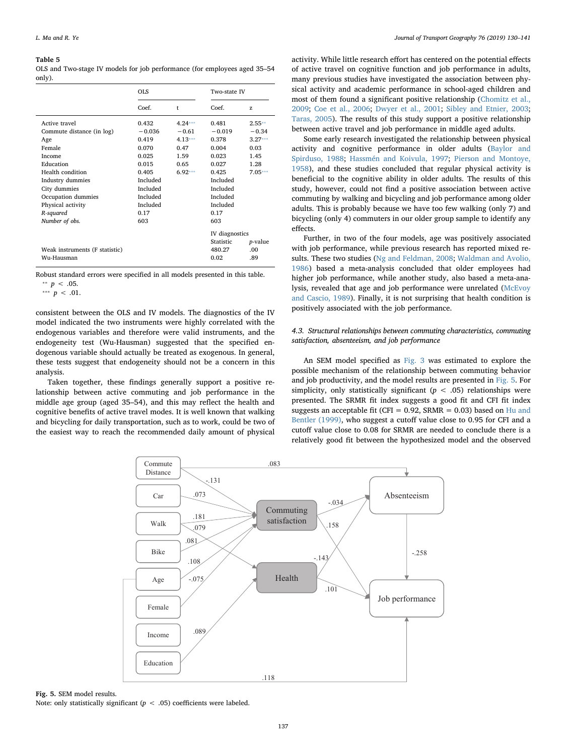**Table 5**
OLS and Two-stage IV models for job performance (for employees aged 35–54 only).

| | OLS | | Two-state IV | |
|---|---|---|---|---|
| | Coef. | t | Coef. | z |
| Active travel | 0.432 | 4.24*** | 0.481 | 2.55** |
| Commute distance (in log) | −0.036 | −0.61 | −0.019 | −0.34 |
| Age | 0.419 | 4.13*** | 0.378 | 3.27*** |
| Female | 0.070 | 0.47 | 0.004 | 0.03 |
| Income | 0.025 | 1.59 | 0.023 | 1.45 |
| Education | 0.015 | 0.65 | 0.027 | 1.28 |
| Health condition | 0.405 | 6.92*** | 0.425 | 7.05*** |
| Industry dummies | Included | | Included | |
| City dummies | Included | | Included | |
| Occupation dummies | Included | | Included | |
| Physical activity | Included | | Included | |
| *R-squared* | 0.17 | | 0.17 | |
| *Number of obs.* | 603 | | 603 | |
| | | | IV diagnostics | |
| | | | Statistic | *p*-value |
| Weak instruments (F statistic) | | | 480.27 | .00 |
| Wu-Hausman | | | 0.02 | .89 |

Robust standard errors were specified in all models presented in this table.
** $p < .05$.
*** $p < .01$.

consistent between the OLS and IV models. The diagnostics of the IV model indicated the two instruments were highly correlated with the endogenous variables and therefore were valid instruments, and the endogeneity test (Wu-Hausman) suggested that the specified endogenous variable should actually be treated as exogenous. In general, these tests suggest that endogeneity should not be a concern in this analysis.

Taken together, these findings generally support a positive relationship between active commuting and job performance in the middle age group (aged 35–54), and this may reflect the health and cognitive benefits of active travel modes. It is well known that walking and bicycling for daily transportation, such as to work, could be two of the easiest way to reach the recommended daily amount of physical activity. While little research effort has centered on the potential effects of active travel on cognitive function and job performance in adults, many previous studies have investigated the association between physical activity and academic performance in school-aged children and most of them found a significant positive relationship (Chomitz et al., 2009; Coe et al., 2006; Dwyer et al., 2001; Sibley and Etnier, 2003; Taras, 2005). The results of this study support a positive relationship between active travel and job performance in middle aged adults.

Some early research investigated the relationship between physical activity and cognitive performance in older adults (Baylor and Spirduso, 1988; Hassmén and Koivula, 1997; Pierson and Montoye, 1958), and these studies concluded that regular physical activity is beneficial to the cognitive ability in older adults. The results of this study, however, could not find a positive association between active commuting by walking and bicycling and job performance among older adults. This is probably because we have too few walking (only 7) and bicycling (only 4) commuters in our older group sample to identify any effects.

Further, in two of the four models, age was positively associated with job performance, while previous research has reported mixed results. These two studies (Ng and Feldman, 2008; Waldman and Avolio, 1986) based a meta-analysis concluded that older employees had higher job performance, while another study, also based a meta-analysis, revealed that age and job performance were unrelated (McEvoy and Cascio, 1989). Finally, it is not surprising that health condition is positively associated with the job performance.

### *4.3. Structural relationships between commuting characteristics, commuting satisfaction, absenteeism, and job performance*

An SEM model specified as Fig. 3 was estimated to explore the possible mechanism of the relationship between commuting behavior and job productivity, and the model results are presented in Fig. 5. For simplicity, only statistically significant ($p < .05$) relationships were presented. The SRMR fit index suggests a good fit and CFI fit index suggests an acceptable fit (CFI = 0.92, SRMR = 0.03) based on Hu and Bentler (1999), who suggest a cutoff value close to 0.95 for CFI and a cutoff value close to 0.08 for SRMR are needed to conclude there is a relatively good fit between the hypothesized model and the observed

**Fig. 5.** SEM model results.
Note: only statistically significant ($p < .05$) coefficients were labeled.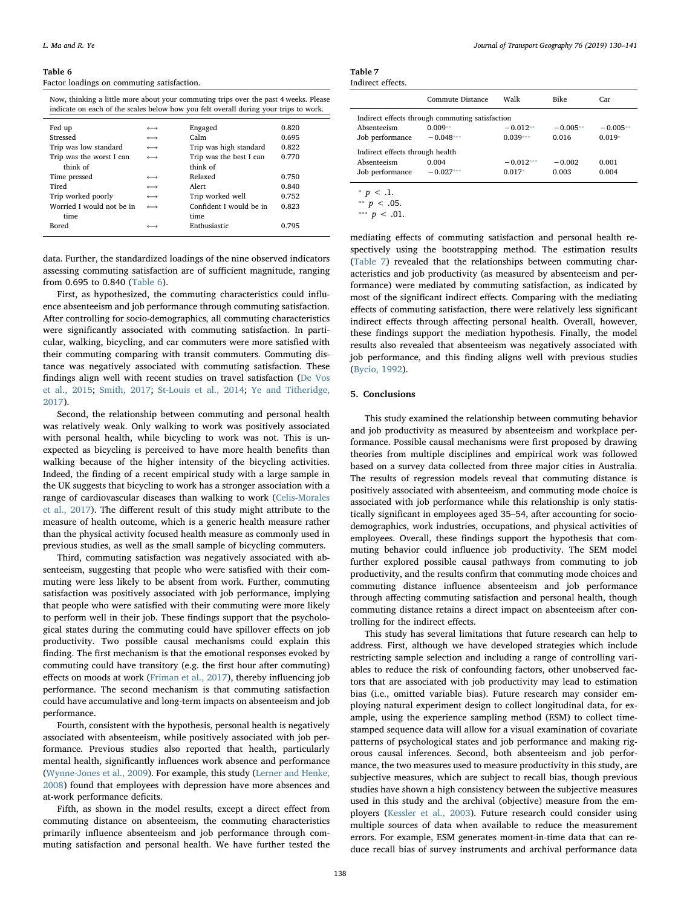**Table 6**
Factor loadings on commuting satisfaction.

| Now, thinking a little more about your commuting trips over the past 4 weeks. Please indicate on each of the scales below how you felt overall during your trips to work. | | | |
|---|---|---|---|
| Fed up | ⟷ | Engaged | 0.820 |
| Stressed | ⟷ | Calm | 0.695 |
| Trip was low standard | ⟷ | Trip was high standard | 0.822 |
| Trip was the worst I can think of | ⟷ | Trip was the best I can think of | 0.770 |
| Time pressed | ⟷ | Relaxed | 0.750 |
| Tired | ⟷ | Alert | 0.840 |
| Trip worked poorly | ⟷ | Trip worked well | 0.752 |
| Worried I would not be in time | ⟷ | Confident I would be in time | 0.823 |
| Bored | ⟷ | Enthusiastic | 0.795 |

data. Further, the standardized loadings of the nine observed indicators assessing commuting satisfaction are of sufficient magnitude, ranging from 0.695 to 0.840 (Table 6).

First, as hypothesized, the commuting characteristics could influence absenteeism and job performance through commuting satisfaction. After controlling for socio-demographics, all commuting characteristics were significantly associated with commuting satisfaction. In particular, walking, bicycling, and car commuters were more satisfied with their commuting comparing with transit commuters. Commuting distance was negatively associated with commuting satisfaction. These findings align well with recent studies on travel satisfaction (De Vos et al., 2015; Smith, 2017; St-Louis et al., 2014; Ye and Titheridge, 2017).

Second, the relationship between commuting and personal health was relatively weak. Only walking to work was positively associated with personal health, while bicycling to work was not. This is unexpected as bicycling is perceived to have more health benefits than walking because of the higher intensity of the bicycling activities. Indeed, the finding of a recent empirical study with a large sample in the UK suggests that bicycling to work has a stronger association with a range of cardiovascular diseases than walking to work (Celis-Morales et al., 2017). The different result of this study might attribute to the measure of health outcome, which is a generic health measure rather than the physical activity focused health measure as commonly used in previous studies, as well as the small sample of bicycling commuters.

Third, commuting satisfaction was negatively associated with absenteeism, suggesting that people who were satisfied with their commuting were less likely to be absent from work. Further, commuting satisfaction was positively associated with job performance, implying that people who were satisfied with their commuting were more likely to perform well in their job. These findings support that the psychological states during the commuting could have spillover effects on job productivity. Two possible causal mechanisms could explain this finding. The first mechanism is that the emotional responses evoked by commuting could have transitory (e.g. the first hour after commuting) effects on moods at work (Friman et al., 2017), thereby influencing job performance. The second mechanism is that commuting satisfaction could have accumulative and long-term impacts on absenteeism and job performance.

Fourth, consistent with the hypothesis, personal health is negatively associated with absenteeism, while positively associated with job performance. Previous studies also reported that health, particularly mental health, significantly influences work absence and performance (Wynne-Jones et al., 2009). For example, this study (Lerner and Henke, 2008) found that employees with depression have more absences and at-work performance deficits.

Fifth, as shown in the model results, except a direct effect from commuting distance on absenteeism, the commuting characteristics primarily influence absenteeism and job performance through commuting satisfaction and personal health. We have further tested the mediating effects of commuting satisfaction and personal health respectively using the bootstrapping method. The estimation results (Table 7) revealed that the relationships between commuting characteristics and job productivity (as measured by absenteeism and performance) were mediated by commuting satisfaction, as indicated by most of the significant indirect effects. Comparing with the mediating effects of commuting satisfaction, there were relatively less significant indirect effects through affecting personal health. Overall, however, these findings support the mediation hypothesis. Finally, the model results also revealed that absenteeism was negatively associated with job performance, and this finding aligns well with previous studies (Bycio, 1992).

**Table 7**
Indirect effects.

| | Commute Distance | Walk | Bike | Car |
|---|---|---|---|---|
| Indirect effects through commuting satisfaction | | | | |
| Absenteeism | 0.009** | −0.012** | −0.005** | −0.005** |
| Job performance | −0.048*** | 0.039*** | 0.016 | 0.019* |
| Indirect effects through health | | | | |
| Absenteeism | 0.004 | −0.012*** | −0.002 | 0.001 |
| Job performance | −0.027*** | 0.017* | 0.003 | 0.004 |

\* $p < .1$.
\*\* $p < .05$.
\*\*\* $p < .01$.

## 5. Conclusions

This study examined the relationship between commuting behavior and job productivity as measured by absenteeism and workplace performance. Possible causal mechanisms were first proposed by drawing theories from multiple disciplines and empirical work was followed based on a survey data collected from three major cities in Australia. The results of regression models reveal that commuting distance is positively associated with absenteeism, and commuting mode choice is associated with job performance while this relationship is only statistically significant in employees aged 35–54, after accounting for socio-demographics, work industries, occupations, and physical activities of employees. Overall, these findings support the hypothesis that commuting behavior could influence job productivity. The SEM model further explored possible causal pathways from commuting to job productivity, and the results confirm that commuting mode choices and commuting distance influence absenteeism and job performance through affecting commuting satisfaction and personal health, though commuting distance retains a direct impact on absenteeism after controlling for the indirect effects.

This study has several limitations that future research can help to address. First, although we have developed strategies which include restricting sample selection and including a range of controlling variables to reduce the risk of confounding factors, other unobserved factors that are associated with job productivity may lead to estimation bias (i.e., omitted variable bias). Future research may consider employing natural experiment design to collect longitudinal data, for example, using the experience sampling method (ESM) to collect time-stamped sequence data will allow for a visual examination of covariate patterns of psychological states and job performance and making rigorous causal inferences. Second, both absenteeism and job performance, the two measures used to measure productivity in this study, are subjective measures, which are subject to recall bias, though previous studies have shown a high consistency between the subjective measures used in this study and the archival (objective) measure from the employers (Kessler et al., 2003). Future research could consider using multiple sources of data when available to reduce the measurement errors. For example, ESM generates moment-in-time data that can reduce recall bias of survey instruments and archival performance data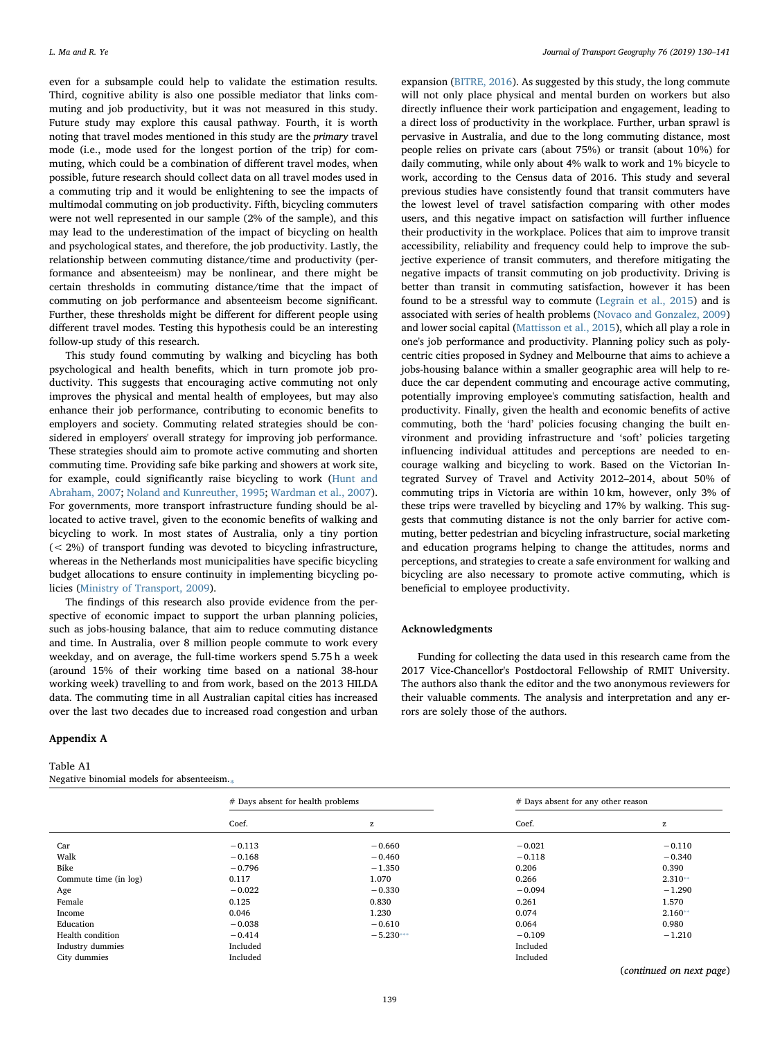even for a subsample could help to validate the estimation results. Third, cognitive ability is also one possible mediator that links commuting and job productivity, but it was not measured in this study. Future study may explore this causal pathway. Fourth, it is worth noting that travel modes mentioned in this study are the *primary* travel mode (i.e., mode used for the longest portion of the trip) for commuting, which could be a combination of different travel modes, when possible, future research should collect data on all travel modes used in a commuting trip and it would be enlightening to see the impacts of multimodal commuting on job productivity. Fifth, bicycling commuters were not well represented in our sample (2% of the sample), and this may lead to the underestimation of the impact of bicycling on health and psychological states, and therefore, the job productivity. Lastly, the relationship between commuting distance/time and productivity (performance and absenteeism) may be nonlinear, and there might be certain thresholds in commuting distance/time that the impact of commuting on job performance and absenteeism become significant. Further, these thresholds might be different for different people using different travel modes. Testing this hypothesis could be an interesting follow-up study of this research.

This study found commuting by walking and bicycling has both psychological and health benefits, which in turn promote job productivity. This suggests that encouraging active commuting not only improves the physical and mental health of employees, but may also enhance their job performance, contributing to economic benefits to employers and society. Commuting related strategies should be considered in employers' overall strategy for improving job performance. These strategies should aim to promote active commuting and shorten commuting time. Providing safe bike parking and showers at work site, for example, could significantly raise bicycling to work (Hunt and Abraham, 2007; Noland and Kunreuther, 1995; Wardman et al., 2007). For governments, more transport infrastructure funding should be allocated to active travel, given to the economic benefits of walking and bicycling to work. In most states of Australia, only a tiny portion (< 2%) of transport funding was devoted to bicycling infrastructure, whereas in the Netherlands most municipalities have specific bicycling budget allocations to ensure continuity in implementing bicycling policies (Ministry of Transport, 2009).

The findings of this research also provide evidence from the perspective of economic impact to support the urban planning policies, such as jobs-housing balance, that aim to reduce commuting distance and time. In Australia, over 8 million people commute to work every weekday, and on average, the full-time workers spend 5.75 h a week (around 15% of their working time based on a national 38-hour working week) travelling to and from work, based on the 2013 HILDA data. The commuting time in all Australian capital cities has increased over the last two decades due to increased road congestion and urban expansion (BITRE, 2016). As suggested by this study, the long commute will not only place physical and mental burden on workers but also directly influence their work participation and engagement, leading to a direct loss of productivity in the workplace. Further, urban sprawl is pervasive in Australia, and due to the long commuting distance, most people relies on private cars (about 75%) or transit (about 10%) for daily commuting, while only about 4% walk to work and 1% bicycle to work, according to the Census data of 2016. This study and several previous studies have consistently found that transit commuters have the lowest level of travel satisfaction comparing with other modes users, and this negative impact on satisfaction will further influence their productivity in the workplace. Polices that aim to improve transit accessibility, reliability and frequency could help to improve the subjective experience of transit commuters, and therefore mitigating the negative impacts of transit commuting on job productivity. Driving is better than transit in commuting satisfaction, however it has been found to be a stressful way to commute (Legrain et al., 2015) and is associated with series of health problems (Novaco and Gonzalez, 2009) and lower social capital (Mattisson et al., 2015), which all play a role in one's job performance and productivity. Planning policy such as polycentric cities proposed in Sydney and Melbourne that aims to achieve a jobs-housing balance within a smaller geographic area will help to reduce the car dependent commuting and encourage active commuting, potentially improving employee's commuting satisfaction, health and productivity. Finally, given the health and economic benefits of active commuting, both the 'hard' policies focusing changing the built environment and providing infrastructure and 'soft' policies targeting influencing individual attitudes and perceptions are needed to encourage walking and bicycling to work. Based on the Victorian Integrated Survey of Travel and Activity 2012–2014, about 50% of commuting trips in Victoria are within 10 km, however, only 3% of these trips were travelled by bicycling and 17% by walking. This suggests that commuting distance is not the only barrier for active commuting, better pedestrian and bicycling infrastructure, social marketing and education programs helping to change the attitudes, norms and perceptions, and strategies to create a safe environment for walking and bicycling are also necessary to promote active commuting, which is beneficial to employee productivity.

## Acknowledgments

Funding for collecting the data used in this research came from the 2017 Vice-Chancellor's Postdoctoral Fellowship of RMIT University. The authors also thank the editor and the two anonymous reviewers for their valuable comments. The analysis and interpretation and any errors are solely those of the authors.

## Appendix A

Table A1
Negative binomial models for absenteeism.*

| | # Days absent for health problems | | # Days absent for any other reason | |
|---|---|---|---|---|
| | Coef. | z | Coef. | z |
| Car | −0.113 | −0.660 | −0.021 | −0.110 |
| Walk | −0.168 | −0.460 | −0.118 | −0.340 |
| Bike | −0.796 | −1.350 | 0.206 | 0.390 |
| Commute time (in log) | 0.117 | 1.070 | 0.266 | 2.310** |
| Age | −0.022 | −0.330 | −0.094 | −1.290 |
| Female | 0.125 | 0.830 | 0.261 | 1.570 |
| Income | 0.046 | 1.230 | 0.074 | 2.160** |
| Education | −0.038 | −0.610 | 0.064 | 0.980 |
| Health condition | −0.414 | −5.230*** | −0.109 | −1.210 |
| Industry dummies | Included | | Included | |
| City dummies | Included | | Included | |

(*continued on next page*)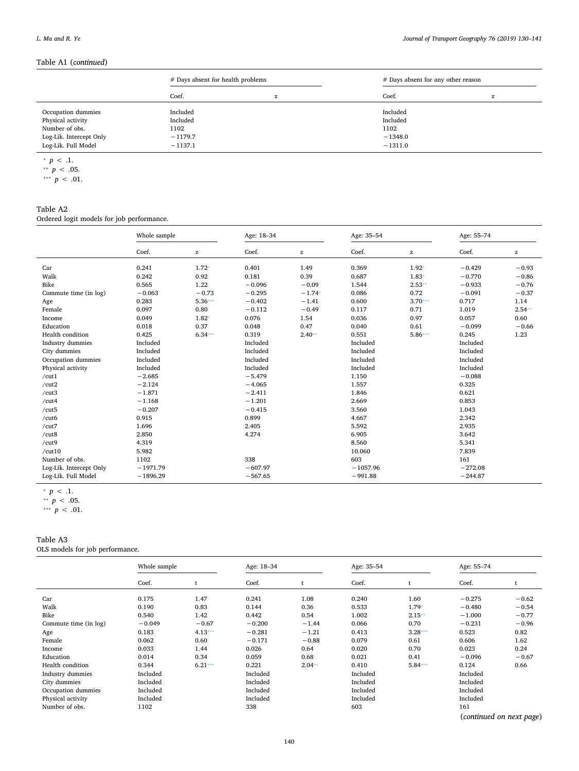Table A1 (*continued*)

| | # Days absent for health problems | | # Days absent for any other reason | |
|---|---|---|---|---|
| | Coef. | z | Coef. | z |
| Occupation dummies | Included | | Included | |
| Physical activity | Included | | Included | |
| Number of obs. | 1102 | | 1102 | |
| Log-Lik. Intercept Only | −1179.7 | | −1348.0 | |
| Log-Lik. Full Model | −1137.1 | | −1311.0 | |

\* $p < .1$.
\*\* $p < .05$.
\*\*\* $p < .01$.

Table A2
Ordered logit models for job performance.

| | Whole sample | | Age: 18–34 | | Age: 35–54 | | Age: 55–74 | |
|---|---|---|---|---|---|---|---|---|
| | Coef. | z | Coef. | z | Coef. | z | Coef. | z |
| Car | 0.241 | 1.72* | 0.401 | 1.49 | 0.369 | 1.92* | −0.429 | −0.93 |
| Walk | 0.242 | 0.92 | 0.181 | 0.39 | 0.687 | 1.83* | −0.770 | −0.86 |
| Bike | 0.565 | 1.22 | −0.096 | −0.09 | 1.544 | 2.53** | −0.933 | −0.76 |
| Commute time (in log) | −0.063 | −0.73 | −0.295 | −1.74* | 0.086 | 0.72 | −0.091 | −0.37 |
| Age | 0.283 | 5.36*** | −0.402 | −1.41 | 0.600 | 3.70*** | 0.717 | 1.14 |
| Female | 0.097 | 0.80 | −0.112 | −0.49 | 0.117 | 0.71 | 1.019 | 2.54** |
| Income | 0.049 | 1.82* | 0.076 | 1.54 | 0.036 | 0.97 | 0.057 | 0.60 |
| Education | 0.018 | 0.37 | 0.048 | 0.47 | 0.040 | 0.61 | −0.099 | −0.66 |
| Health condition | 0.425 | 6.34*** | 0.319 | 2.40** | 0.551 | 5.86*** | 0.245 | 1.23 |
| Industry dummies | Included | | Included | | Included | | Included | |
| City dummies | Included | | Included | | Included | | Included | |
| Occupation dummies | Included | | Included | | Included | | Included | |
| Physical activity | Included | | Included | | Included | | Included | |
| /cut1 | −2.685 | | −5.479 | | 1.150 | | −0.088 | |
| /cut2 | −2.124 | | −4.065 | | 1.557 | | 0.325 | |
| /cut3 | −1.871 | | −2.411 | | 1.846 | | 0.621 | |
| /cut4 | −1.168 | | −1.201 | | 2.669 | | 0.853 | |
| /cut5 | −0.207 | | −0.415 | | 3.560 | | 1.043 | |
| /cut6 | 0.915 | | 0.899 | | 4.667 | | 2.342 | |
| /cut7 | 1.696 | | 2.405 | | 5.592 | | 2.935 | |
| /cut8 | 2.850 | | 4.274 | | 6.905 | | 3.642 | |
| /cut9 | 4.319 | | | | 8.560 | | 5.341 | |
| /cut10 | 5.982 | | | | 10.060 | | 7.839 | |
| Number of obs. | 1102 | | 338 | | 603 | | 161 | |
| Log-Lik. Intercept Only | −1971.79 | | −607.97 | | −1057.96 | | −272.08 | |
| Log-Lik. Full Model | −1896.29 | | −567.65 | | −991.88 | | −244.87 | |

\* $p < .1$.
\*\* $p < .05$.
\*\*\* $p < .01$.

Table A3
OLS models for job performance.

| | Whole sample | | Age: 18–34 | | Age: 35–54 | | Age: 55–74 | |
|---|---|---|---|---|---|---|---|---|
| | Coef. | t | Coef. | t | Coef. | t | Coef. | t |
| Car | 0.175 | 1.47 | 0.241 | 1.08 | 0.240 | 1.60 | −0.275 | −0.62 |
| Walk | 0.190 | 0.83 | 0.144 | 0.36 | 0.533 | 1.79* | −0.480 | −0.54 |
| Bike | 0.540 | 1.42 | 0.442 | 0.54 | 1.002 | 2.15** | −1.000 | −0.77 |
| Commute time (in log) | −0.049 | −0.67 | −0.200 | −1.44 | 0.066 | 0.70 | −0.231 | −0.96 |
| Age | 0.183 | 4.13*** | −0.281 | −1.21 | 0.413 | 3.28*** | 0.523 | 0.82 |
| Female | 0.062 | 0.60 | −0.171 | −0.88 | 0.079 | 0.61 | 0.606 | 1.62 |
| Income | 0.033 | 1.44 | 0.026 | 0.64 | 0.020 | 0.70 | 0.023 | 0.24 |
| Education | 0.014 | 0.34 | 0.059 | 0.68 | 0.021 | 0.41 | −0.096 | −0.67 |
| Health condition | 0.344 | 6.21*** | 0.221 | 2.04** | 0.410 | 5.84*** | 0.124 | 0.66 |
| Industry dummies | Included | | Included | | Included | | Included | |
| City dummies | Included | | Included | | Included | | Included | |
| Occupation dummies | Included | | Included | | Included | | Included | |
| Physical activity | Included | | Included | | Included | | Included | |
| Number of obs. | 1102 | | 338 | | 603 | | 161 | |

(*continued on next page*)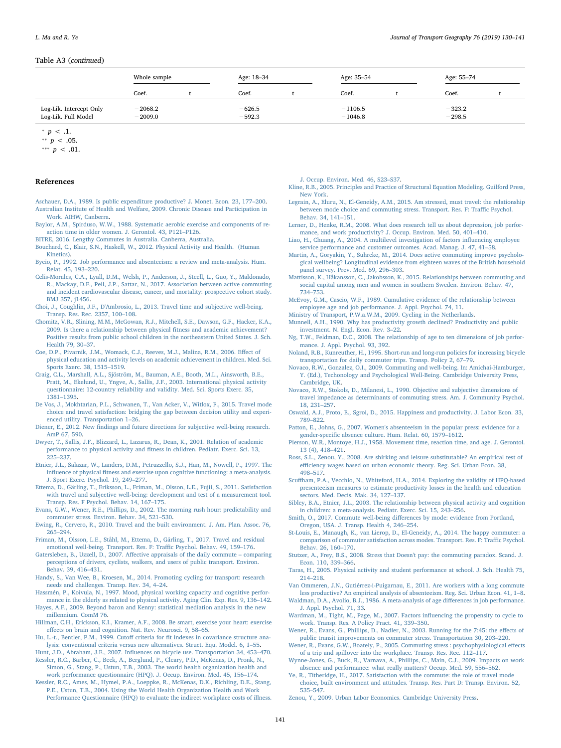Table A3 (*continued*)

| | Whole sample | | Age: 18–34 | | Age: 35–54 | | Age: 55–74 | |
|---|---|---|---|---|---|---|---|---|
| | Coef. | t | Coef. | t | Coef. | t | Coef. | t |
| Log-Lik. Intercept Only | −2068.2 | | −626.5 | | −1106.5 | | −323.2 | |
| Log-Lik. Full Model | −2009.0 | | −592.3 | | −1046.8 | | −298.5 | |

\* $p < .1$.

\*\* $p < .05$.

\*\*\* $p < .01$.

## References

Aschauer, D.A., 1989. Is public expenditure productive? J. Monet. Econ. 23, 177–200.

Australian Institute of Health and Welfare, 2009. Chronic Disease and Participation in Work. AIHW, Canberra.

Baylor, A.M., Spirduso, W.W., 1988. Systematic aerobic exercise and components of reaction time in older women. J. Gerontol. 43, P121–P126.

BITRE, 2016. Lengthy Commutes in Australia. Canberra, Australia.

Bouchard, C., Blair, S.N., Haskell, W., 2012. Physical Activity and Health. (Human Kinetics).

Bycio, P., 1992. Job performance and absenteeism: a review and meta-analysis. Hum. Relat. 45, 193–220.

Celis-Morales, C.A., Lyall, D.M., Welsh, P., Anderson, J., Steell, L., Guo, Y., Maldonado, R., Mackay, D.F., Pell, J.P., Sattar, N., 2017. Association between active commuting and incident cardiovascular disease, cancer, and mortality: prospective cohort study. BMJ 357, j1456.

Choi, J., Coughlin, J.F., D'Ambrosio, L., 2013. Travel time and subjective well-being. Transp. Res. Rec. 2357, 100–108.

Chomitz, V.R., Slining, M.M., McGowan, R.J., Mitchell, S.E., Dawson, G.F., Hacker, K.A., 2009. Is there a relationship between physical fitness and academic achievement? Positive results from public school children in the northeastern United States. J. Sch. Health 79, 30–37.

Coe, D.P., Pivarnik, J.M., Womack, C.J., Reeves, M.J., Malina, R.M., 2006. Effect of physical education and activity levels on academic achievement in children. Med. Sci. Sports Exerc. 38, 1515–1519.

Craig, C.L., Marshall, A.L., Sjöström, M., Bauman, A.E., Booth, M.L., Ainsworth, B.E., Pratt, M., Ekelund, U., Yngve, A., Sallis, J.F., 2003. International physical activity questionnaire: 12-country reliability and validity. Med. Sci. Sports Exerc. 35, 1381–1395.

De Vos, J., Mokhtarian, P.L., Schwanen, T., Van Acker, V., Witlox, F., 2015. Travel mode choice and travel satisfaction: bridging the gap between decision utility and experienced utility. Transportation 1–26.

Diener, E., 2012. New findings and future directions for subjective well-being research. AmP 67, 590.

Dwyer, T., Sallis, J.F., Blizzard, L., Lazarus, R., Dean, K., 2001. Relation of academic performance to physical activity and fitness in children. Pediatr. Exerc. Sci. 13, 225–237.

Etnier, J.L., Salazar, W., Landers, D.M., Petruzzello, S.J., Han, M., Nowell, P., 1997. The influence of physical fitness and exercise upon cognitive functioning: a meta-analysis. J. Sport Exerc. Psychol. 19, 249–277.

Ettema, D., Gärling, T., Eriksson, L., Friman, M., Olsson, L.E., Fujii, S., 2011. Satisfaction with travel and subjective well-being: development and test of a measurement tool. Transp. Res. F Psychol. Behav. 14, 167–175.

Evans, G.W., Wener, R.E., Phillips, D., 2002. The morning rush hour: predictability and commuter stress. Environ. Behav. 34, 521–530.

Ewing, R., Cervero, R., 2010. Travel and the built environment. J. Am. Plan. Assoc. 76, 265–294.

Friman, M., Olsson, L.E., Ståhl, M., Ettema, D., Gärling, T., 2017. Travel and residual emotional well-being. Transp. Res. F: Traffic Psychol. Behav. 49, 159–176.

Gatersleben, B., Uzzell, D., 2007. Affective appraisals of the daily commute – comparing perceptions of drivers, cyclists, walkers, and users of public transport. Environ. Behav. 39, 416–431.

Handy, S., Van Wee, B., Kroesen, M., 2014. Promoting cycling for transport: research needs and challenges. Transp. Rev. 34, 4–24.

Hassmén, P., Koivula, N., 1997. Mood, physical working capacity and cognitive performance in the elderly as related to physical activity. Aging Clin. Exp. Res. 9, 136–142.

Hayes, A.F., 2009. Beyond baron and Kenny: statistical mediation analysis in the new millennium. ComM 76.

Hillman, C.H., Erickson, K.I., Kramer, A.F., 2008. Be smart, exercise your heart: exercise effects on brain and cognition. Nat. Rev. Neurosci. 9, 58–65.

Hu, L.-t., Bentler, P.M., 1999. Cutoff criteria for fit indexes in covariance structure analysis: conventional criteria versus new alternatives. Struct. Equ. Model. 6, 1–55.

Hunt, J.D., Abraham, J.E., 2007. Influences on bicycle use. Transportation 34, 453–470.

Kessler, R.C., Barber, C., Beck, A., Berglund, P., Cleary, P.D., McKenas, D., Pronk, N., Simon, G., Stang, P., Ustun, T.B., 2003. The world health organization health and work performance questionnaire (HPQ). J. Occup. Environ. Med. 45, 156–174.

Kessler, R.C., Ames, M., Hymel, P.A., Loeppke, R., McKenas, D.K., Richling, D.E., Stang, P.E., Ustun, T.B., 2004. Using the World Health Organization Health and Work Performance Questionnaire (HPQ) to evaluate the indirect workplace costs of illness. J. Occup. Environ. Med. 46, S23–S37.

Kline, R.B., 2005. Principles and Practice of Structural Equation Modeling. Guilford Press, New York.

Legrain, A., Eluru, N., El-Geneidy, A.M., 2015. Am stressed, must travel: the relationship between mode choice and commuting stress. Transport. Res. F: Traffic Psychol. Behav. 34, 141–151.

Lerner, D., Henke, R.M., 2008. What does research tell us about depression, job performance, and work productivity? J. Occup. Environ. Med. 50, 401–410.

Liao, H., Chuang, A., 2004. A multilevel investigation of factors influencing employee service performance and customer outcomes. Acad. Manag. J. 47, 41–58.

Martin, A., Goryakin, Y., Suhrcke, M., 2014. Does active commuting improve psychological wellbeing? Longitudinal evidence from eighteen waves of the British household panel survey. Prev. Med. 69, 296–303.

Mattisson, K., Håkansson, C., Jakobsson, K., 2015. Relationships between commuting and social capital among men and women in southern Sweden. Environ. Behav. 47, 734–753.

McEvoy, G.M., Cascio, W.F., 1989. Cumulative evidence of the relationship between employee age and job performance. J. Appl. Psychol. 74, 11.

Ministry of Transport, P.W.a.W.M., 2009. Cycling in the Netherlands.

Munnell, A.H., 1990. Why has productivity growth declined? Productivity and public investment. N. Engl. Econ. Rev. 3–22.

Ng, T.W., Feldman, D.C., 2008. The relationship of age to ten dimensions of job performance. J. Appl. Psychol. 93, 392.

Noland, R.B., Kunreuther, H., 1995. Short-run and long-run policies for increasing bicycle transportation for daily commuter trips. Transp. Policy 2, 67–79.

Novaco, R.W., Gonzalez, O.I., 2009. Commuting and well-being. In: Amichai-Hamburger, Y. (Ed.), Techonology and Psychological Well-Being. Cambridge University Press, Cambridge, UK.

Novaco, R.W., Stokols, D., Milanesi, L., 1990. Objective and subjective dimensions of travel impedance as determinants of commuting stress. Am. J. Community Psychol. 18, 231–257.

Oswald, A.J., Proto, E., Sgroi, D., 2015. Happiness and productivity. J. Labor Econ. 33, 789–822.

Patton, E., Johns, G., 2007. Women's absenteeism in the popular press: evidence for a gender-specific absence culture. Hum. Relat. 60, 1579–1612.

Pierson, W.R., Montoye, H.J., 1958. Movement time, reaction time, and age. J. Gerontol. 13 (4), 418–421.

Ross, S.L., Zenou, Y., 2008. Are shirking and leisure substitutable? An empirical test of efficiency wages based on urban economic theory. Reg. Sci. Urban Econ. 38, 498–517.

Scuffham, P.A., Vecchio, N., Whiteford, H.A., 2014. Exploring the validity of HPQ-based presenteeism measures to estimate productivity losses in the health and education sectors. Med. Decis. Mak. 34, 127–137.

Sibley, B.A., Etnier, J.L., 2003. The relationship between physical activity and cognition in children: a meta-analysis. Pediatr. Exerc. Sci. 15, 243–256.

Smith, O., 2017. Commute well-being differences by mode: evidence from Portland, Oregon, USA. J. Transp. Health 4, 246–254.

St-Louis, E., Manaugh, K., van Lierop, D., El-Geneidy, A., 2014. The happy commuter: a comparison of commuter satisfaction across modes. Transport. Res. F: Traffic Psychol. Behav. 26, 160–170.

Stutzer, A., Frey, B.S., 2008. Stress that Doesn't pay: the commuting paradox. Scand. J. Econ. 110, 339–366.

Taras, H., 2005. Physical activity and student performance at school. J. Sch. Health 75, 214–218.

Van Ommeren, J.N., Gutiérrez-i-Puigarnau, E., 2011. Are workers with a long commute less productive? An empirical analysis of absenteeism. Reg. Sci. Urban Econ. 41, 1–8.

Waldman, D.A., Avolio, B.J., 1986. A meta-analysis of age differences in job performance. J. Appl. Psychol. 71, 33.

Wardman, M., Tight, M., Page, M., 2007. Factors influencing the propensity to cycle to work. Transp. Res. A Policy Pract. 41, 339–350.

Wener, R., Evans, G., Phillips, D., Nadler, N., 2003. Running for the 7:45: the effects of public transit improvements on commuter stress. Transportation 30, 203–220.

Wener, R., Evans, G.W., Boately, P., 2005. Commuting stress : psychophysiological effects of a trip and spillover into the workplace. Transp. Res. Rec. 112–117.

Wynne-Jones, G., Buck, R., Varnava, A., Phillips, C., Main, C.J., 2009. Impacts on work absence and performance: what really matters? Occup. Med. 59, 556–562.

Ye, R., Titheridge, H., 2017. Satisfaction with the commute: the role of travel mode choice, built environment and attitudes. Transp. Res. Part D: Transp. Environ. 52, 535–547.

Zenou, Y., 2009. Urban Labor Economics. Cambridge University Press.